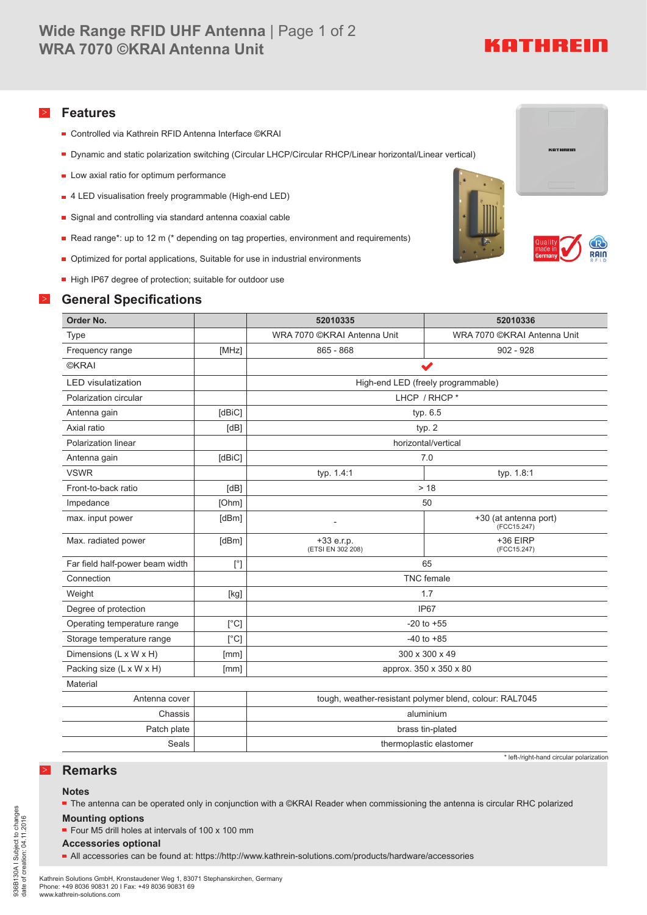# Wide Range RFID UHF Antenna | Page 1 of 2
# WRA 7070 ©KRAI Antenna Unit

## Features

- Controlled via Kathrein RFID Antenna Interface ©KRAI
- Dynamic and static polarization switching (Circular LHCP/Circular RHCP/Linear horizontal/Linear vertical)
- Low axial ratio for optimum performance
- 4 LED visualisation freely programmable (High-end LED)
- Signal and controlling via standard antenna coaxial cable
- Read range*: up to 12 m (* depending on tag properties, environment and requirements)
- Optimized for portal applications, Suitable for use in industrial environments
- High IP67 degree of protection; suitable for outdoor use

## General Specifications

| Order No. | | 52010335 | 52010336 |
|---|---|---|---|
| Type | | WRA 7070 ©KRAI Antenna Unit | WRA 7070 ©KRAI Antenna Unit |
| Frequency range | [MHz] | 865 - 868 | 902 - 928 |
| ©KRAI | | ✔ | |
| LED visulatization | | High-end LED (freely programmable) | |
| Polarization circular | | LHCP / RHCP * | |
| Antenna gain | [dBiC] | typ. 6.5 | |
| Axial ratio | [dB] | typ. 2 | |
| Polarization linear | | horizontal/vertical | |
| Antenna gain | [dBiC] | 7.0 | |
| VSWR | | typ. 1.4:1 | typ. 1.8:1 |
| Front-to-back ratio | [dB] | > 18 | |
| Impedance | [Ohm] | 50 | |
| max. input power | [dBm] | - | +30 (at antenna port) (FCC15.247) |
| Max. radiated power | [dBm] | +33 e.r.p. (ETSI EN 302 208) | +36 EIRP (FCC15.247) |
| Far field half-power beam width | [°] | 65 | |
| Connection | | TNC female | |
| Weight | [kg] | 1.7 | |
| Degree of protection | | IP67 | |
| Operating temperature range | [°C] | -20 to +55 | |
| Storage temperature range | [°C] | -40 to +85 | |
| Dimensions (L x W x H) | [mm] | 300 x 300 x 49 | |
| Packing size (L x W x H) | [mm] | approx. 350 x 350 x 80 | |
| Material | | | |
| Antenna cover | | tough, weather-resistant polymer blend, colour: RAL7045 | |
| Chassis | | aluminium | |
| Patch plate | | brass tin-plated | |
| Seals | | thermoplastic elastomer | |

\* left-/right-hand circular polarization

## Remarks

### Notes

- The antenna can be operated only in conjunction with a ©KRAI Reader when commissioning the antenna is circular RHC polarized

### Mounting options

- Four M5 drill holes at intervals of 100 x 100 mm

### Accessories optional

- All accessories can be found at: https://http://www.kathrein-solutions.com/products/hardware/accessories

Kathrein Solutions GmbH, Kronstaudener Weg 1, 83071 Stephanskirchen, Germany
Phone: +49 8036 90831 20 I Fax: +49 8036 90831 69
www.kathrein-solutions.com

936B130A I Subject to changes
date of creation: 04.11.2016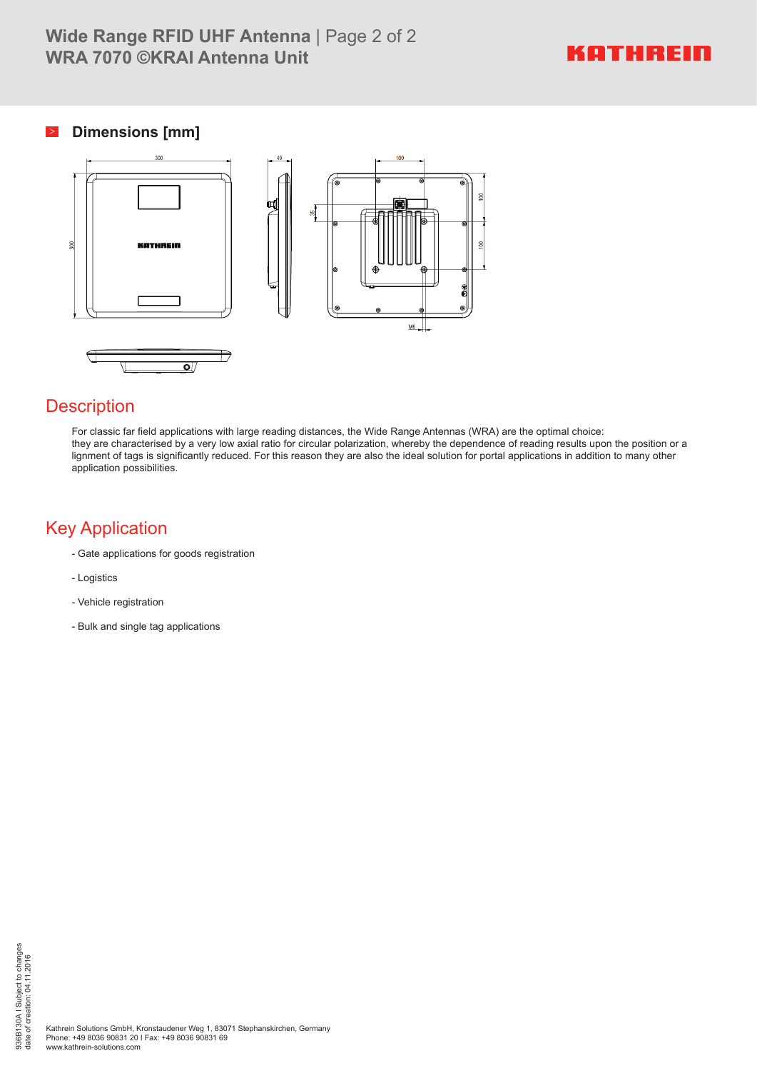## Dimensions [mm]

300

300

49

100

100

100

35

M6

# Description

For classic far field applications with large reading distances, the Wide Range Antennas (WRA) are the optimal choice:
they are characterised by a very low axial ratio for circular polarization, whereby the dependence of reading results upon the position or a lignment of tags is significantly reduced. For this reason they are also the ideal solution for portal applications in addition to many other application possibilities.

# Key Application

- Gate applications for goods registration
- Logistics
- Vehicle registration
- Bulk and single tag applications

936B130A I Subject to changes
date of creation: 04.11.2016

Kathrein Solutions GmbH, Kronstaudener Weg 1, 83071 Stephanskirchen, Germany
Phone: +49 8036 90831 20 I Fax: +49 8036 90831 69
www.kathrein-solutions.com